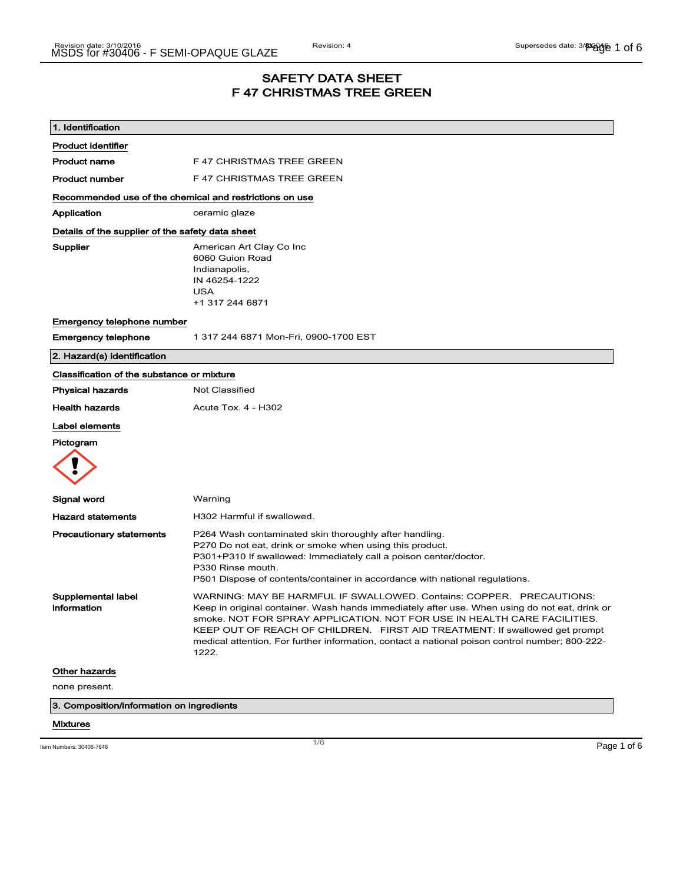# SAFETY DATA SHEET
# F 47 CHRISTMAS TREE GREEN

## 1. Identification

**Product identifier**

| | |
|---|---|
| **Product name** | F 47 CHRISTMAS TREE GREEN |
| **Product number** | F 47 CHRISTMAS TREE GREEN |

**Recommended use of the chemical and restrictions on use**

| | |
|---|---|
| **Application** | ceramic glaze |

**Details of the supplier of the safety data sheet**

**Supplier**
American Art Clay Co Inc
6060 Guion Road
Indianapolis,
IN 46254-1222
USA
+1 317 244 6871

**Emergency telephone number**

| | |
|---|---|
| **Emergency telephone** | 1 317 244 6871 Mon-Fri, 0900-1700 EST |

## 2. Hazard(s) identification

**Classification of the substance or mixture**

| | |
|---|---|
| **Physical hazards** | Not Classified |
| **Health hazards** | Acute Tox. 4 - H302 |

**Label elements**

**Pictogram**

| | |
|---|---|
| **Signal word** | Warning |
| **Hazard statements** | H302 Harmful if swallowed. |

**Precautionary statements**
P264 Wash contaminated skin thoroughly after handling.
P270 Do not eat, drink or smoke when using this product.
P301+P310 If swallowed: Immediately call a poison center/doctor.
P330 Rinse mouth.
P501 Dispose of contents/container in accordance with national regulations.

**Supplemental label information**
WARNING: MAY BE HARMFUL IF SWALLOWED. Contains: COPPER. PRECAUTIONS: Keep in original container. Wash hands immediately after use. When using do not eat, drink or smoke. NOT FOR SPRAY APPLICATION. NOT FOR USE IN HEALTH CARE FACILITIES. KEEP OUT OF REACH OF CHILDREN. FIRST AID TREATMENT: If swallowed get prompt medical attention. For further information, contact a national poison control number; 800-222-1222.

**Other hazards**

none present.

## 3. Composition/information on ingredients

**Mixtures**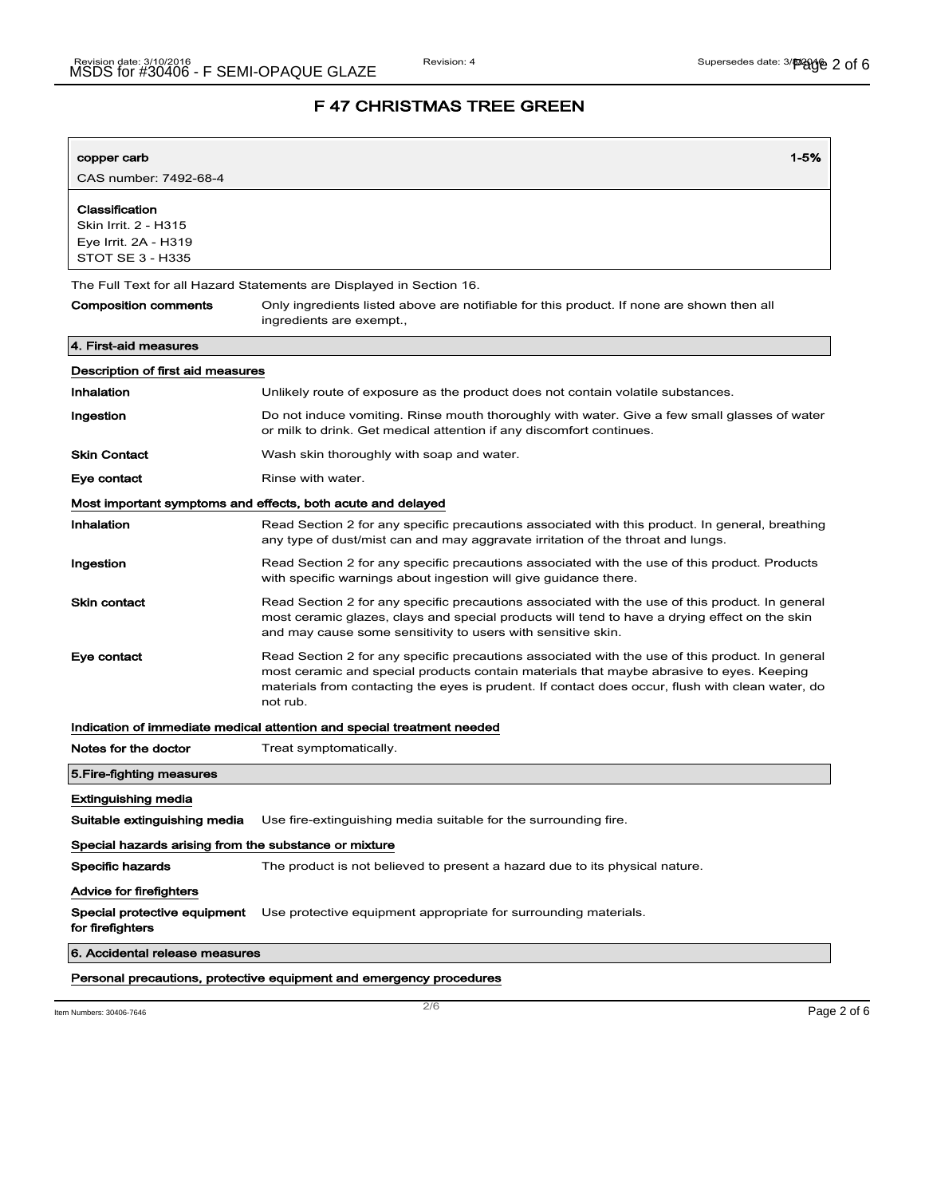## F 47 CHRISTMAS TREE GREEN

| copper carb | 1-5% |
|---|---|
| CAS number: 7492-68-4 | |

**Classification**
Skin Irrit. 2 - H315
Eye Irrit. 2A - H319
STOT SE 3 - H335

The Full Text for all Hazard Statements are Displayed in Section 16.

**Composition comments** Only ingredients listed above are notifiable for this product. If none are shown then all ingredients are exempt.,

## 4. First-aid measures

**Description of first aid measures**

**Inhalation** Unlikely route of exposure as the product does not contain volatile substances.

**Ingestion** Do not induce vomiting. Rinse mouth thoroughly with water. Give a few small glasses of water or milk to drink. Get medical attention if any discomfort continues.

**Skin Contact** Wash skin thoroughly with soap and water.

**Eye contact** Rinse with water.

**Most important symptoms and effects, both acute and delayed**

**Inhalation** Read Section 2 for any specific precautions associated with this product. In general, breathing any type of dust/mist can and may aggravate irritation of the throat and lungs.

**Ingestion** Read Section 2 for any specific precautions associated with the use of this product. Products with specific warnings about ingestion will give guidance there.

**Skin contact** Read Section 2 for any specific precautions associated with the use of this product. In general most ceramic glazes, clays and special products will tend to have a drying effect on the skin and may cause some sensitivity to users with sensitive skin.

**Eye contact** Read Section 2 for any specific precautions associated with the use of this product. In general most ceramic and special products contain materials that maybe abrasive to eyes. Keeping materials from contacting the eyes is prudent. If contact does occur, flush with clean water, do not rub.

**Indication of immediate medical attention and special treatment needed**

**Notes for the doctor** Treat symptomatically.

## 5.Fire-fighting measures

**Extinguishing media**

**Suitable extinguishing media** Use fire-extinguishing media suitable for the surrounding fire.

**Special hazards arising from the substance or mixture**

**Specific hazards** The product is not believed to present a hazard due to its physical nature.

**Advice for firefighters**

**Special protective equipment for firefighters** Use protective equipment appropriate for surrounding materials.

## 6. Accidental release measures

**Personal precautions, protective equipment and emergency procedures**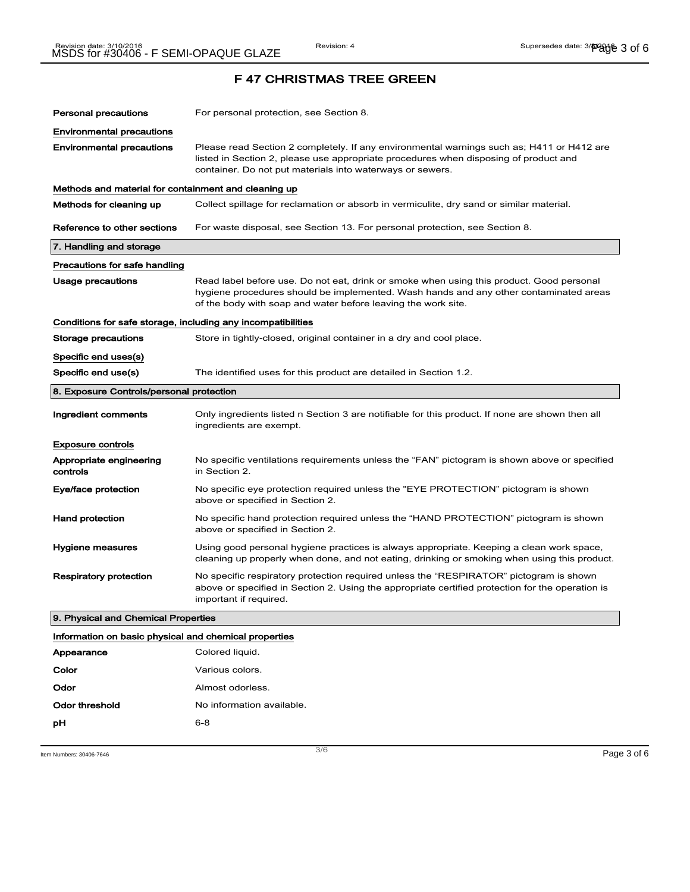# F 47 CHRISTMAS TREE GREEN

**Personal precautions** For personal protection, see Section 8.

### Environmental precautions

**Environmental precautions** Please read Section 2 completely. If any environmental warnings such as; H411 or H412 are listed in Section 2, please use appropriate procedures when disposing of product and container. Do not put materials into waterways or sewers.

### Methods and material for containment and cleaning up

**Methods for cleaning up** Collect spillage for reclamation or absorb in vermiculite, dry sand or similar material.

**Reference to other sections** For waste disposal, see Section 13. For personal protection, see Section 8.

## 7. Handling and storage

### Precautions for safe handling

**Usage precautions** Read label before use. Do not eat, drink or smoke when using this product. Good personal hygiene procedures should be implemented. Wash hands and any other contaminated areas of the body with soap and water before leaving the work site.

### Conditions for safe storage, including any incompatibilities

**Storage precautions** Store in tightly-closed, original container in a dry and cool place.

### Specific end uses(s)

**Specific end use(s)** The identified uses for this product are detailed in Section 1.2.

## 8. Exposure Controls/personal protection

**Ingredient comments** Only ingredients listed n Section 3 are notifiable for this product. If none are shown then all ingredients are exempt.

### Exposure controls

**Appropriate engineering controls** No specific ventilations requirements unless the "FAN" pictogram is shown above or specified in Section 2.

**Eye/face protection** No specific eye protection required unless the "EYE PROTECTION" pictogram is shown above or specified in Section 2.

**Hand protection** No specific hand protection required unless the "HAND PROTECTION" pictogram is shown above or specified in Section 2.

**Hygiene measures** Using good personal hygiene practices is always appropriate. Keeping a clean work space, cleaning up properly when done, and not eating, drinking or smoking when using this product.

**Respiratory protection** No specific respiratory protection required unless the "RESPIRATOR" pictogram is shown above or specified in Section 2. Using the appropriate certified protection for the operation is important if required.

## 9. Physical and Chemical Properties

### Information on basic physical and chemical properties

**Appearance** Colored liquid.

**Color** Various colors.

**Odor** Almost odorless.

**Odor threshold** No information available.

**pH** 6-8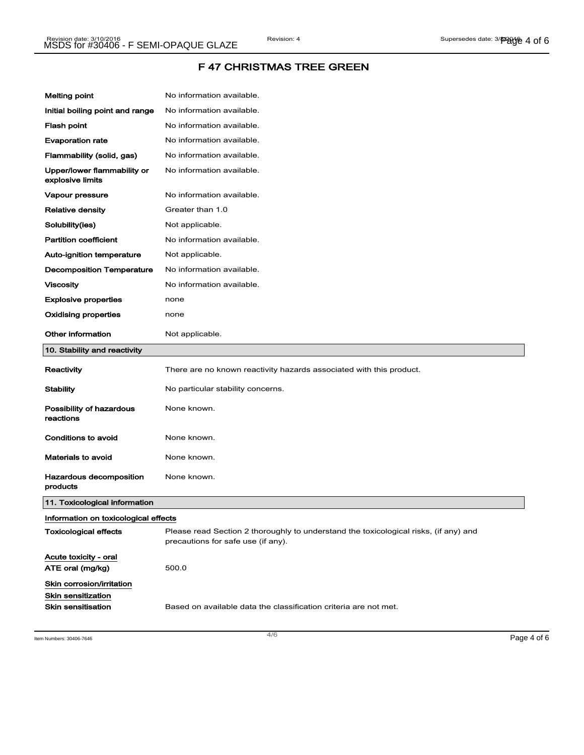# F 47 CHRISTMAS TREE GREEN

| | |
|---|---|
| **Melting point** | No information available. |
| **Initial boiling point and range** | No information available. |
| **Flash point** | No information available. |
| **Evaporation rate** | No information available. |
| **Flammability (solid, gas)** | No information available. |
| **Upper/lower flammability or explosive limits** | No information available. |
| **Vapour pressure** | No information available. |
| **Relative density** | Greater than 1.0 |
| **Solubility(ies)** | Not applicable. |
| **Partition coefficient** | No information available. |
| **Auto-ignition temperature** | Not applicable. |
| **Decomposition Temperature** | No information available. |
| **Viscosity** | No information available. |
| **Explosive properties** | none |
| **Oxidising properties** | none |
| **Other information** | Not applicable. |

## 10. Stability and reactivity

| | |
|---|---|
| **Reactivity** | There are no known reactivity hazards associated with this product. |
| **Stability** | No particular stability concerns. |
| **Possibility of hazardous reactions** | None known. |
| **Conditions to avoid** | None known. |
| **Materials to avoid** | None known. |
| **Hazardous decomposition products** | None known. |

## 11. Toxicological information

**Information on toxicological effects**

| | |
|---|---|
| **Toxicological effects** | Please read Section 2 thoroughly to understand the toxicological risks, (if any) and precautions for safe use (if any). |

**Acute toxicity - oral**

| | |
|---|---|
| **ATE oral (mg/kg)** | 500.0 |

**Skin corrosion/irritation**

**Skin sensitization**

| | |
|---|---|
| **Skin sensitisation** | Based on available data the classification criteria are not met. |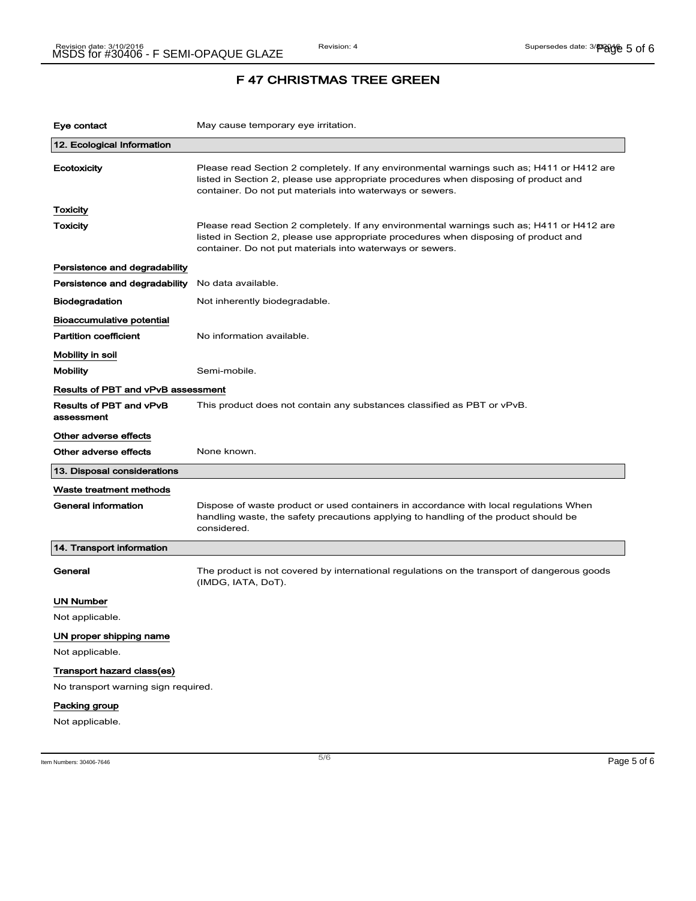## F 47 CHRISTMAS TREE GREEN

**Eye contact** May cause temporary eye irritation.

## 12. Ecological Information

**Ecotoxicity** Please read Section 2 completely. If any environmental warnings such as; H411 or H412 are listed in Section 2, please use appropriate procedures when disposing of product and container. Do not put materials into waterways or sewers.

### Toxicity

**Toxicity** Please read Section 2 completely. If any environmental warnings such as; H411 or H412 are listed in Section 2, please use appropriate procedures when disposing of product and container. Do not put materials into waterways or sewers.

### Persistence and degradability

**Persistence and degradability** No data available.

**Biodegradation** Not inherently biodegradable.

### Bioaccumulative potential

**Partition coefficient** No information available.

### Mobility in soil

**Mobility** Semi-mobile.

### Results of PBT and vPvB assessment

**Results of PBT and vPvB assessment** This product does not contain any substances classified as PBT or vPvB.

### Other adverse effects

**Other adverse effects** None known.

## 13. Disposal considerations

### Waste treatment methods

**General information** Dispose of waste product or used containers in accordance with local regulations When handling waste, the safety precautions applying to handling of the product should be considered.

## 14. Transport information

**General** The product is not covered by international regulations on the transport of dangerous goods (IMDG, IATA, DoT).

### UN Number

Not applicable.

### UN proper shipping name

Not applicable.

### Transport hazard class(es)

No transport warning sign required.

### Packing group

Not applicable.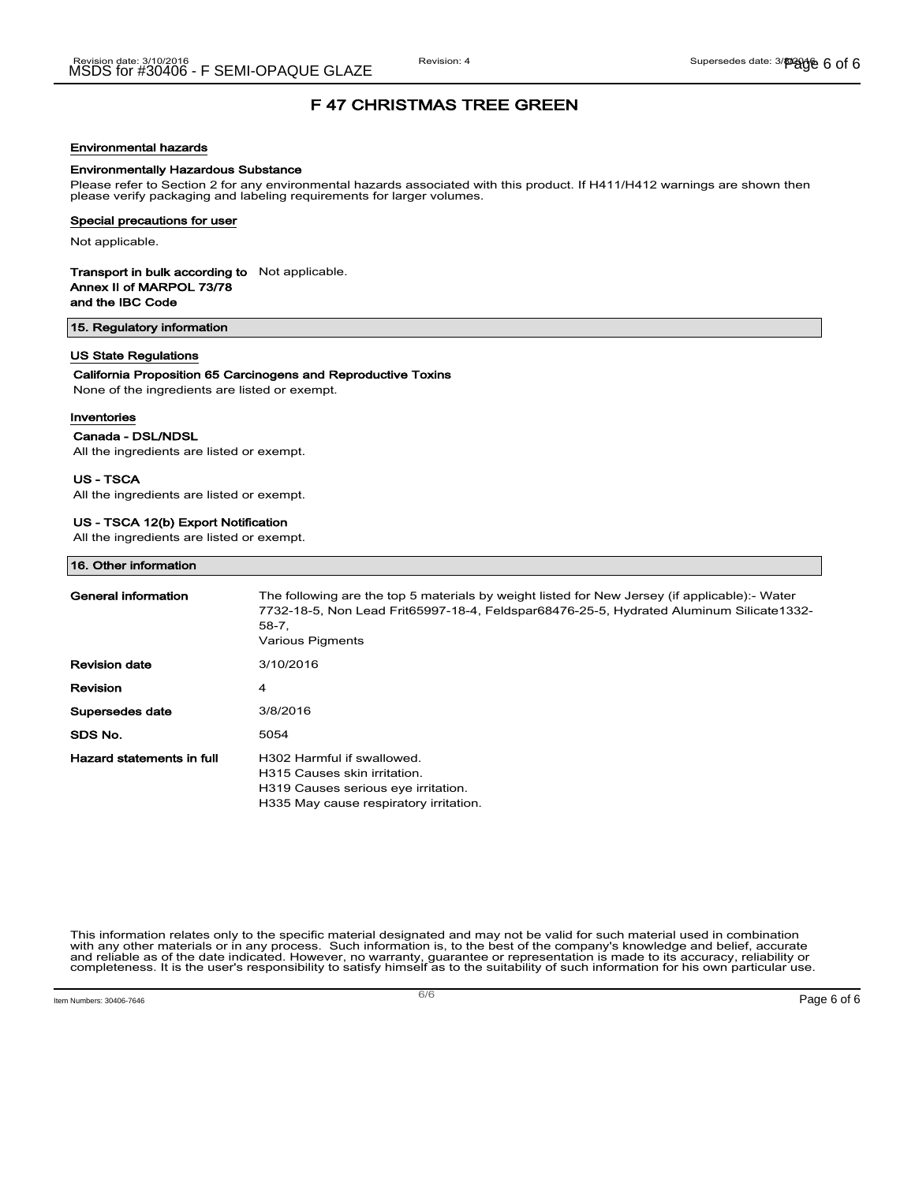# F 47 CHRISTMAS TREE GREEN

### Environmental hazards

**Environmentally Hazardous Substance**

Please refer to Section 2 for any environmental hazards associated with this product. If H411/H412 warnings are shown then please verify packaging and labeling requirements for larger volumes.

### Special precautions for user

Not applicable.

**Transport in bulk according to Annex II of MARPOL 73/78 and the IBC Code** Not applicable.

## 15. Regulatory information

### US State Regulations

**California Proposition 65 Carcinogens and Reproductive Toxins**

None of the ingredients are listed or exempt.

### Inventories

**Canada - DSL/NDSL**

All the ingredients are listed or exempt.

**US - TSCA**

All the ingredients are listed or exempt.

**US - TSCA 12(b) Export Notification**

All the ingredients are listed or exempt.

## 16. Other information

| | |
|---|---|
| **General information** | The following are the top 5 materials by weight listed for New Jersey (if applicable):- Water 7732-18-5, Non Lead Frit65997-18-4, Feldspar68476-25-5, Hydrated Aluminum Silicate1332-58-7, Various Pigments |
| **Revision date** | 3/10/2016 |
| **Revision** | 4 |
| **Supersedes date** | 3/8/2016 |
| **SDS No.** | 5054 |
| **Hazard statements in full** | H302 Harmful if swallowed.<br>H315 Causes skin irritation.<br>H319 Causes serious eye irritation.<br>H335 May cause respiratory irritation. |

This information relates only to the specific material designated and may not be valid for such material used in combination with any other materials or in any process. Such information is, to the best of the company's knowledge and belief, accurate and reliable as of the date indicated. However, no warranty, guarantee or representation is made to its accuracy, reliability or completeness. It is the user's responsibility to satisfy himself as to the suitability of such information for his own particular use.

Item Numbers: 30406-7646